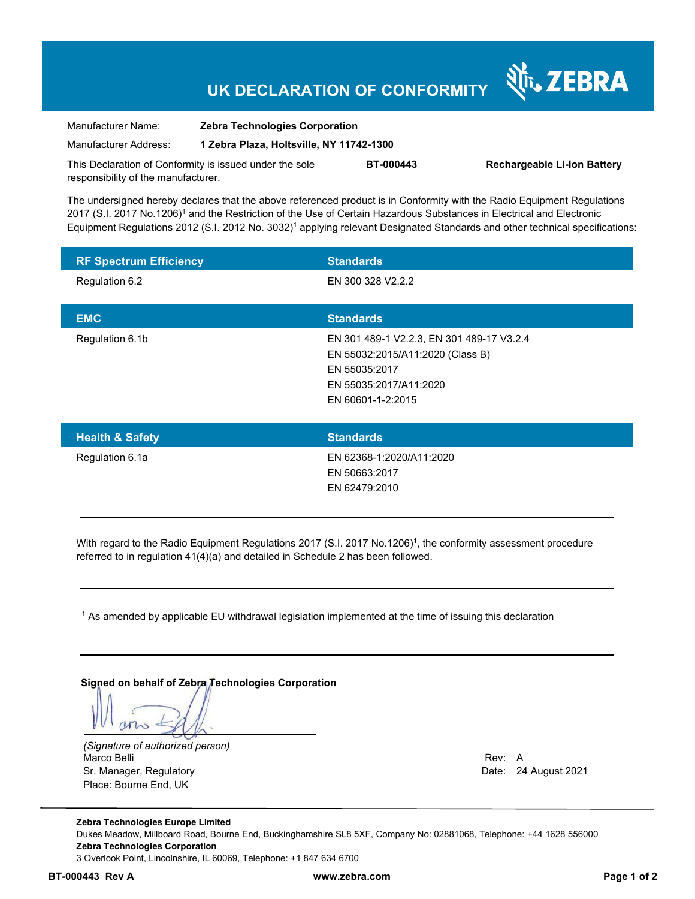# UK DECLARATION OF CONFORMITY

ZEBRA

| | |
|---|---|
| Manufacturer Name: | **Zebra Technologies Corporation** |
| Manufacturer Address: | **1 Zebra Plaza, Holtsville, NY 11742-1300** |

This Declaration of Conformity is issued under the sole responsibility of the manufacturer. **BT-000443** **Rechargeable Li-Ion Battery**

The undersigned hereby declares that the above referenced product is in Conformity with the Radio Equipment Regulations 2017 (S.I. 2017 No.1206)[1] and the Restriction of the Use of Certain Hazardous Substances in Electrical and Electronic Equipment Regulations 2012 (S.I. 2012 No. 3032)[1] applying relevant Designated Standards and other technical specifications:

| RF Spectrum Efficiency | Standards |
|---|---|
| Regulation 6.2 | EN 300 328 V2.2.2 |

| EMC | Standards |
|---|---|
| Regulation 6.1b | EN 301 489-1 V2.2.3, EN 301 489-17 V3.2.4<br>EN 55032:2015/A11:2020 (Class B)<br>EN 55035:2017<br>EN 55035:2017/A11:2020<br>EN 60601-1-2:2015 |

| Health & Safety | Standards |
|---|---|
| Regulation 6.1a | EN 62368-1:2020/A11:2020<br>EN 50663:2017<br>EN 62479:2010 |

---

With regard to the Radio Equipment Regulations 2017 (S.I. 2017 No.1206)[1], the conformity assessment procedure referred to in regulation 41(4)(a) and detailed in Schedule 2 has been followed.

---

[1] As amended by applicable EU withdrawal legislation implemented at the time of issuing this declaration

---

**Signed on behalf of Zebra Technologies Corporation**

*(Signature of authorized person)*
Marco Belli
Sr. Manager, Regulatory
Place: Bourne End, UK

Rev: A
Date: 24 August 2021

**Zebra Technologies Europe Limited**
Dukes Meadow, Millboard Road, Bourne End, Buckinghamshire SL8 5XF, Company No: 02881068, Telephone: +44 1628 556000
**Zebra Technologies Corporation**
3 Overlook Point, Lincolnshire, IL 60069, Telephone: +1 847 634 6700

**BT-000443 Rev A** **www.zebra.com**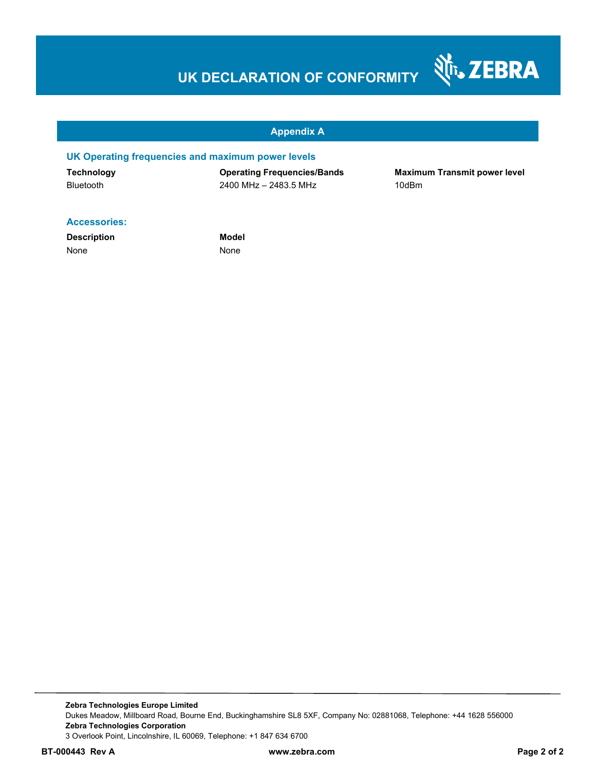# UK DECLARATION OF CONFORMITY

## Appendix A

### UK Operating frequencies and maximum power levels

| Technology | Operating Frequencies/Bands | Maximum Transmit power level |
| --- | --- | --- |
| Bluetooth | 2400 MHz – 2483.5 MHz | 10dBm |

### Accessories:

| Description | Model |
| --- | --- |
| None | None |

**Zebra Technologies Europe Limited**
Dukes Meadow, Millboard Road, Bourne End, Buckinghamshire SL8 5XF, Company No: 02881068, Telephone: +44 1628 556000
**Zebra Technologies Corporation**
3 Overlook Point, Lincolnshire, IL 60069, Telephone: +1 847 634 6700

**BT-000443 Rev A** **www.zebra.com**